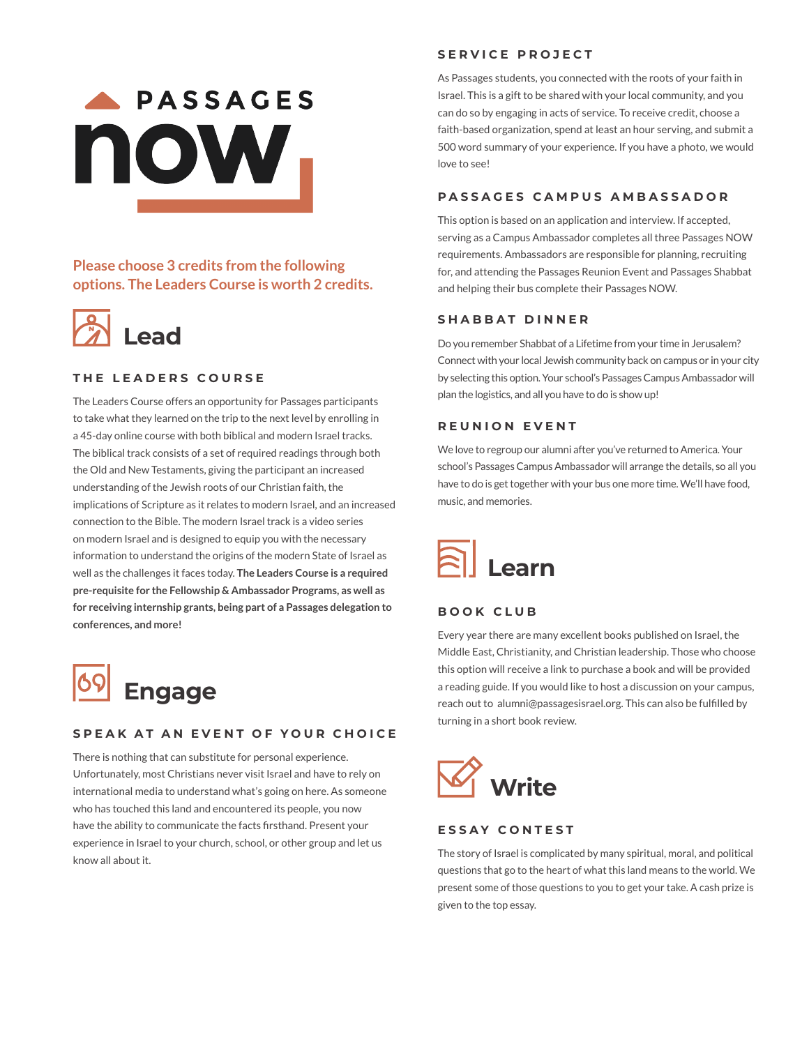# PASSAGES now

**Please choose 3 credits from the following options. The Leaders Course is worth 2 credits.**

## Lead

### THE LEADERS COURSE

The Leaders Course offers an opportunity for Passages participants to take what they learned on the trip to the next level by enrolling in a 45-day online course with both biblical and modern Israel tracks. The biblical track consists of a set of required readings through both the Old and New Testaments, giving the participant an increased understanding of the Jewish roots of our Christian faith, the implications of Scripture as it relates to modern Israel, and an increased connection to the Bible. The modern Israel track is a video series on modern Israel and is designed to equip you with the necessary information to understand the origins of the modern State of Israel as well as the challenges it faces today. **The Leaders Course is a required pre-requisite for the Fellowship & Ambassador Programs, as well as for receiving internship grants, being part of a Passages delegation to conferences, and more!**

## Engage

### SPEAK AT AN EVENT OF YOUR CHOICE

There is nothing that can substitute for personal experience. Unfortunately, most Christians never visit Israel and have to rely on international media to understand what's going on here. As someone who has touched this land and encountered its people, you now have the ability to communicate the facts firsthand. Present your experience in Israel to your church, school, or other group and let us know all about it.

### SERVICE PROJECT

As Passages students, you connected with the roots of your faith in Israel. This is a gift to be shared with your local community, and you can do so by engaging in acts of service. To receive credit, choose a faith-based organization, spend at least an hour serving, and submit a 500 word summary of your experience. If you have a photo, we would love to see!

### PASSAGES CAMPUS AMBASSADOR

This option is based on an application and interview. If accepted, serving as a Campus Ambassador completes all three Passages NOW requirements. Ambassadors are responsible for planning, recruiting for, and attending the Passages Reunion Event and Passages Shabbat and helping their bus complete their Passages NOW.

### SHABBAT DINNER

Do you remember Shabbat of a Lifetime from your time in Jerusalem? Connect with your local Jewish community back on campus or in your city by selecting this option. Your school's Passages Campus Ambassador will plan the logistics, and all you have to do is show up!

### REUNION EVENT

We love to regroup our alumni after you've returned to America. Your school's Passages Campus Ambassador will arrange the details, so all you have to do is get together with your bus one more time. We'll have food, music, and memories.

## Learn

### BOOK CLUB

Every year there are many excellent books published on Israel, the Middle East, Christianity, and Christian leadership. Those who choose this option will receive a link to purchase a book and will be provided a reading guide. If you would like to host a discussion on your campus, reach out to alumni@passagesisrael.org. This can also be fulfilled by turning in a short book review.

## Write

### ESSAY CONTEST

The story of Israel is complicated by many spiritual, moral, and political questions that go to the heart of what this land means to the world. We present some of those questions to you to get your take. A cash prize is given to the top essay.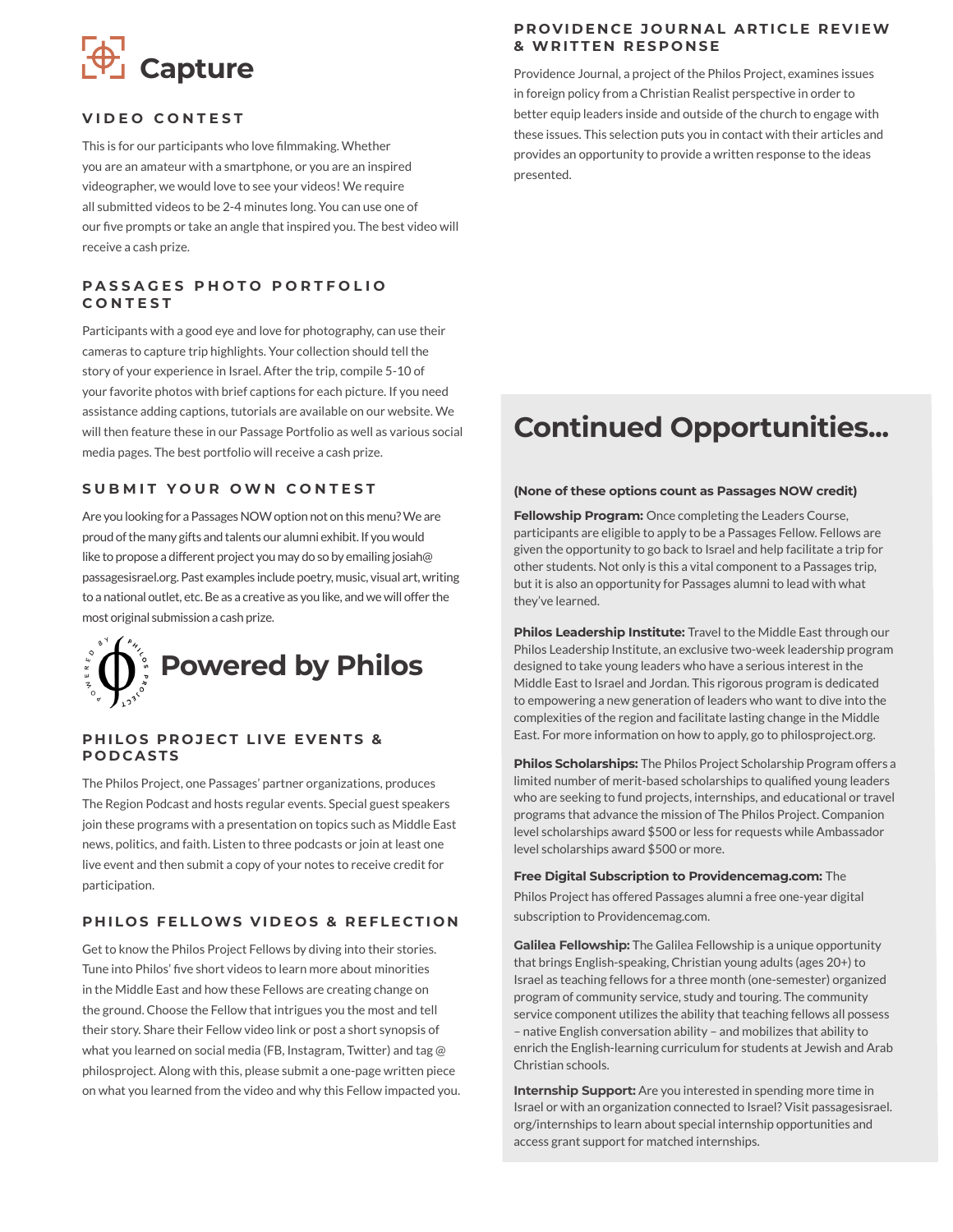# Capture

### VIDEO CONTEST

This is for our participants who love filmmaking. Whether you are an amateur with a smartphone, or you are an inspired videographer, we would love to see your videos! We require all submitted videos to be 2-4 minutes long. You can use one of our five prompts or take an angle that inspired you. The best video will receive a cash prize.

### PASSAGES PHOTO PORTFOLIO CONTEST

Participants with a good eye and love for photography, can use their cameras to capture trip highlights. Your collection should tell the story of your experience in Israel. After the trip, compile 5-10 of your favorite photos with brief captions for each picture. If you need assistance adding captions, tutorials are available on our website. We will then feature these in our Passage Portfolio as well as various social media pages. The best portfolio will receive a cash prize.

### SUBMIT YOUR OWN CONTEST

Are you looking for a Passages NOW option not on this menu? We are proud of the many gifts and talents our alumni exhibit. If you would like to propose a different project you may do so by emailing josiah@passagesisrael.org. Past examples include poetry, music, visual art, writing to a national outlet, etc. Be as a creative as you like, and we will offer the most original submission a cash prize.

# Powered by Philos

### PHILOS PROJECT LIVE EVENTS & PODCASTS

The Philos Project, one Passages' partner organizations, produces The Region Podcast and hosts regular events. Special guest speakers join these programs with a presentation on topics such as Middle East news, politics, and faith. Listen to three podcasts or join at least one live event and then submit a copy of your notes to receive credit for participation.

### PHILOS FELLOWS VIDEOS & REFLECTION

Get to know the Philos Project Fellows by diving into their stories. Tune into Philos' five short videos to learn more about minorities in the Middle East and how these Fellows are creating change on the ground. Choose the Fellow that intrigues you the most and tell their story. Share their Fellow video link or post a short synopsis of what you learned on social media (FB, Instagram, Twitter) and tag @philosproject. Along with this, please submit a one-page written piece on what you learned from the video and why this Fellow impacted you.

### PROVIDENCE JOURNAL ARTICLE REVIEW & WRITTEN RESPONSE

Providence Journal, a project of the Philos Project, examines issues in foreign policy from a Christian Realist perspective in order to better equip leaders inside and outside of the church to engage with these issues. This selection puts you in contact with their articles and provides an opportunity to provide a written response to the ideas presented.

# Continued Opportunities...

**(None of these options count as Passages NOW credit)**

**Fellowship Program:** Once completing the Leaders Course, participants are eligible to apply to be a Passages Fellow. Fellows are given the opportunity to go back to Israel and help facilitate a trip for other students. Not only is this a vital component to a Passages trip, but it is also an opportunity for Passages alumni to lead with what they've learned.

**Philos Leadership Institute:** Travel to the Middle East through our Philos Leadership Institute, an exclusive two-week leadership program designed to take young leaders who have a serious interest in the Middle East to Israel and Jordan. This rigorous program is dedicated to empowering a new generation of leaders who want to dive into the complexities of the region and facilitate lasting change in the Middle East. For more information on how to apply, go to philosproject.org.

**Philos Scholarships:** The Philos Project Scholarship Program offers a limited number of merit-based scholarships to qualified young leaders who are seeking to fund projects, internships, and educational or travel programs that advance the mission of The Philos Project. Companion level scholarships award $500 or less for requests while Ambassador level scholarships award $500 or more.

**Free Digital Subscription to Providencemag.com:** The Philos Project has offered Passages alumni a free one-year digital subscription to Providencemag.com.

**Galilea Fellowship:** The Galilea Fellowship is a unique opportunity that brings English-speaking, Christian young adults (ages 20+) to Israel as teaching fellows for a three month (one-semester) organized program of community service, study and touring. The community service component utilizes the ability that teaching fellows all possess – native English conversation ability – and mobilizes that ability to enrich the English-learning curriculum for students at Jewish and Arab Christian schools.

**Internship Support:** Are you interested in spending more time in Israel or with an organization connected to Israel? Visit passagesisrael.org/internships to learn about special internship opportunities and access grant support for matched internships.